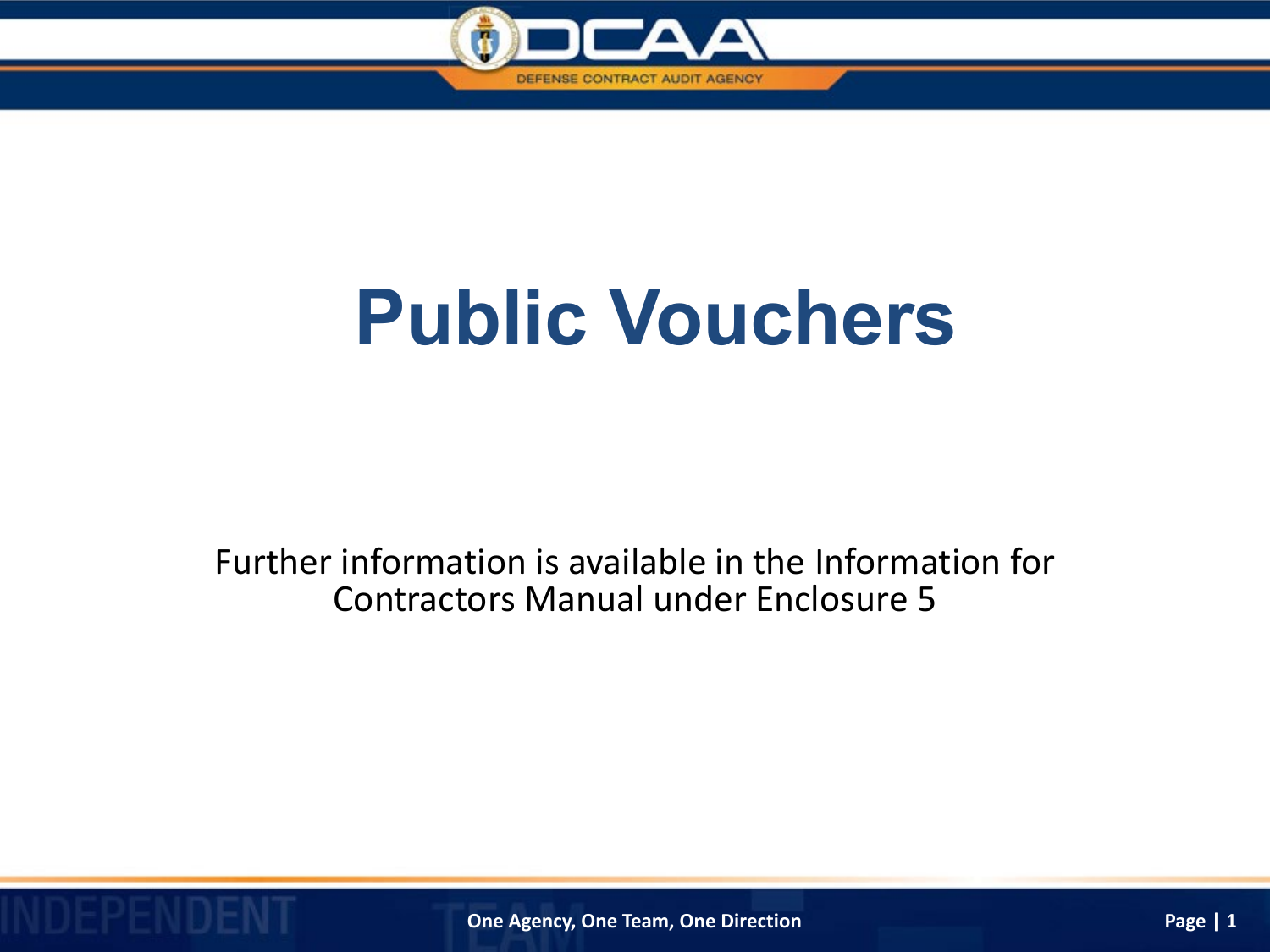# Public Vouchers

Further information is available in the Information for Contractors Manual under Enclosure 5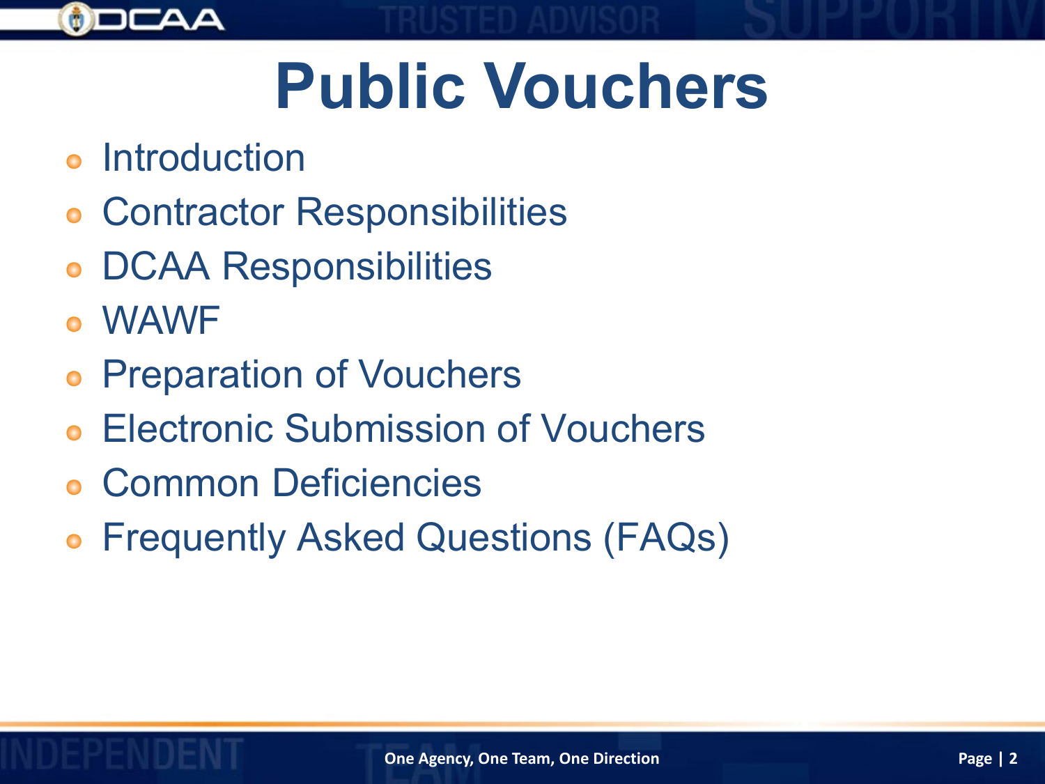# Public Vouchers

- Introduction
- Contractor Responsibilities
- DCAA Responsibilities
- WAWF
- Preparation of Vouchers
- Electronic Submission of Vouchers
- Common Deficiencies
- Frequently Asked Questions (FAQs)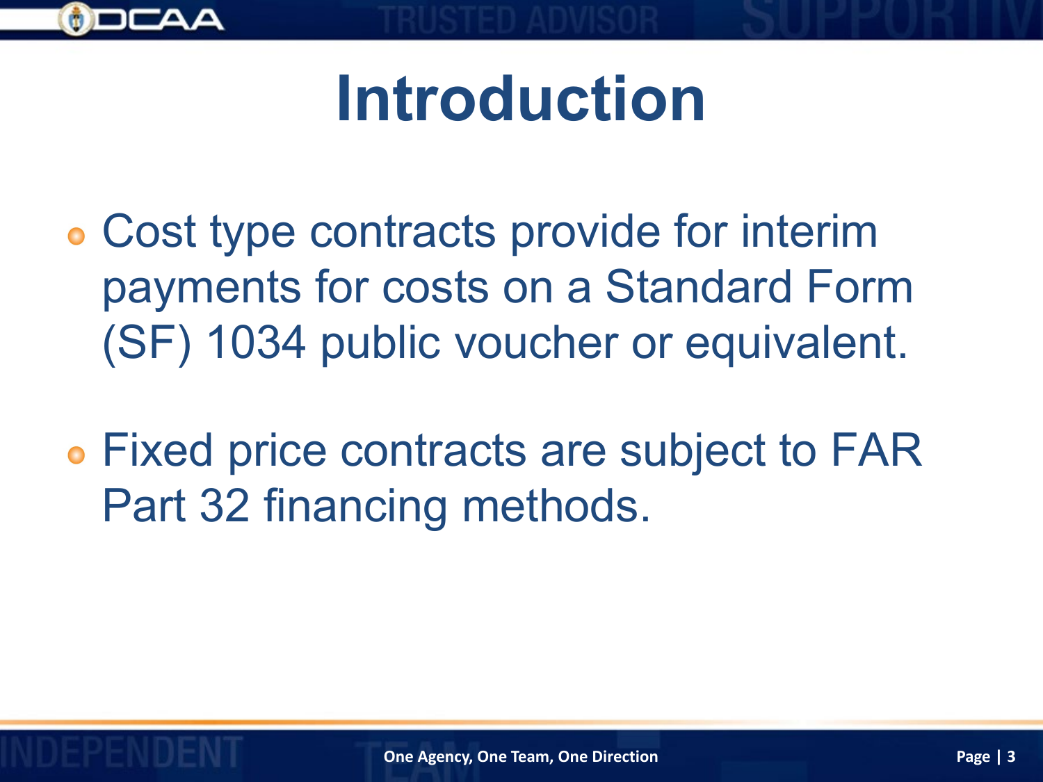# Introduction

- Cost type contracts provide for interim payments for costs on a Standard Form (SF) 1034 public voucher or equivalent.
- Fixed price contracts are subject to FAR Part 32 financing methods.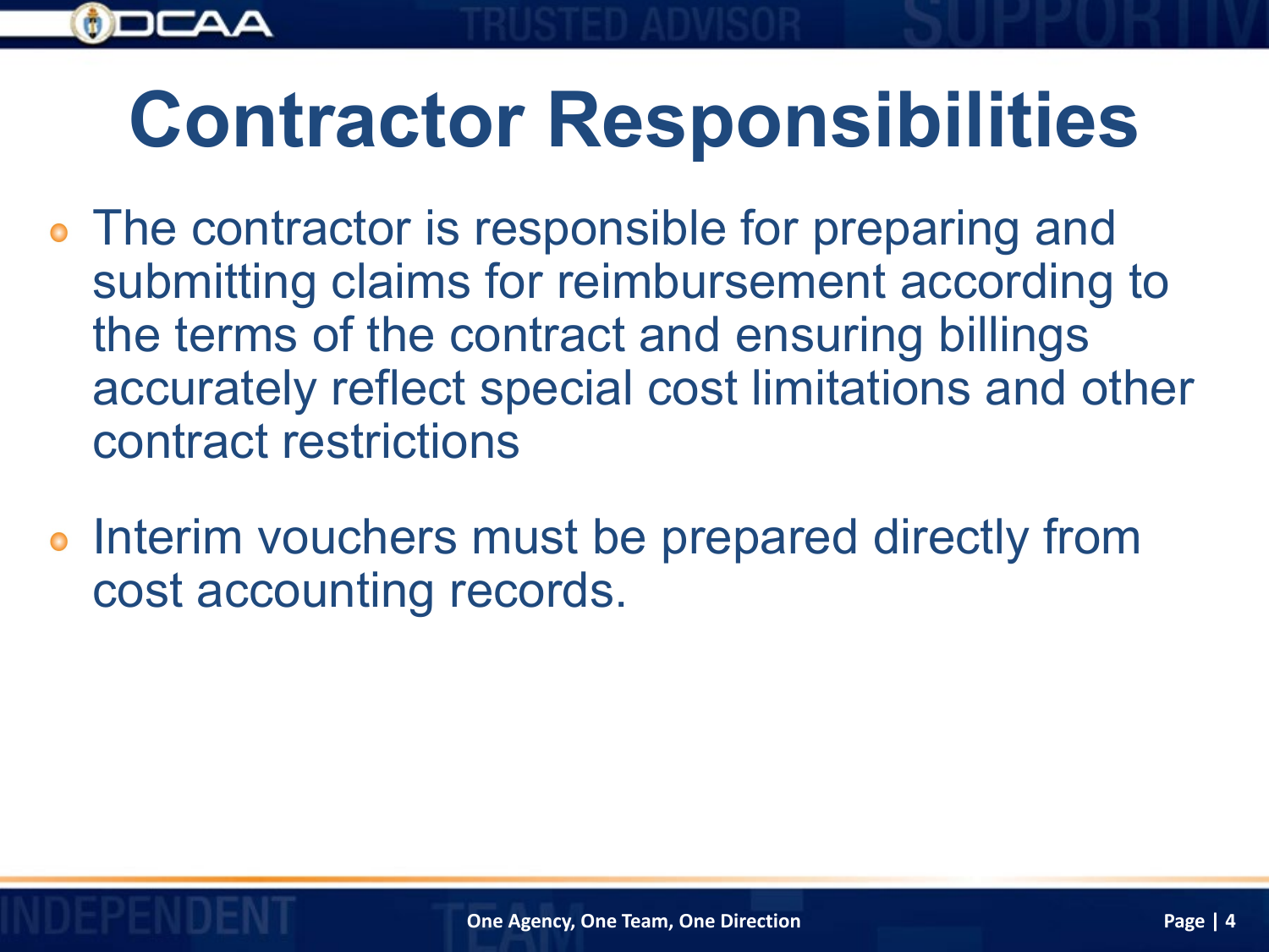# Contractor Responsibilities

- The contractor is responsible for preparing and submitting claims for reimbursement according to the terms of the contract and ensuring billings accurately reflect special cost limitations and other contract restrictions
- Interim vouchers must be prepared directly from cost accounting records.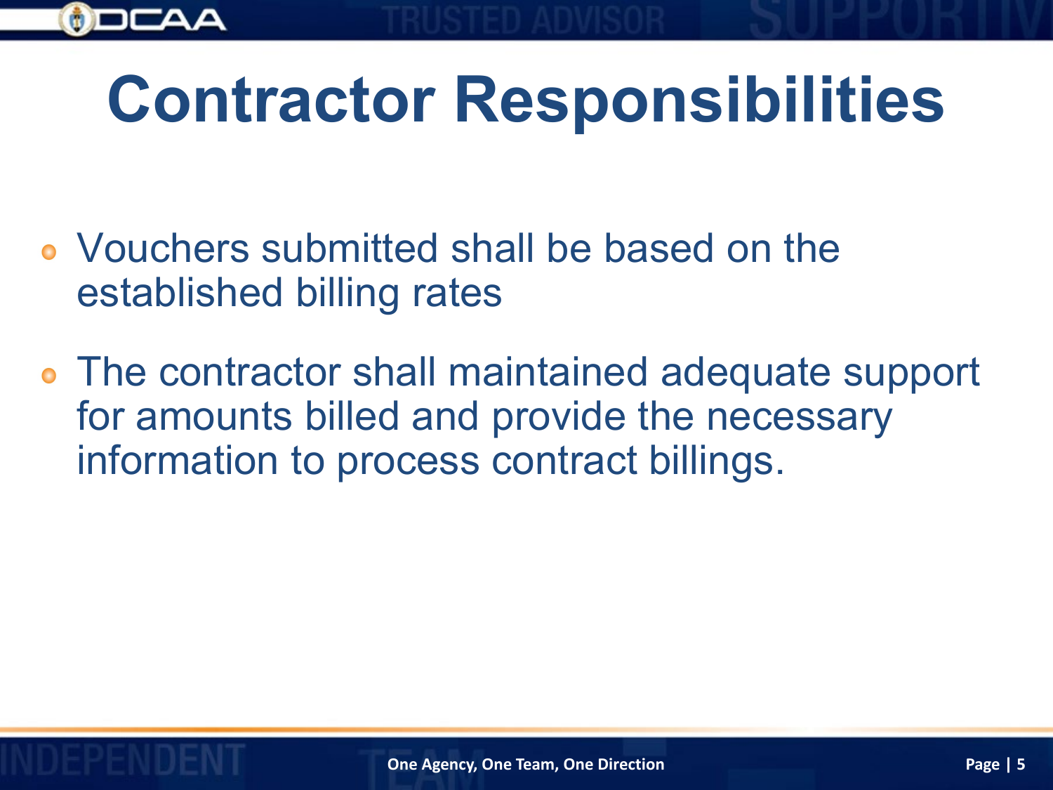# Contractor Responsibilities

- Vouchers submitted shall be based on the established billing rates
- The contractor shall maintained adequate support for amounts billed and provide the necessary information to process contract billings.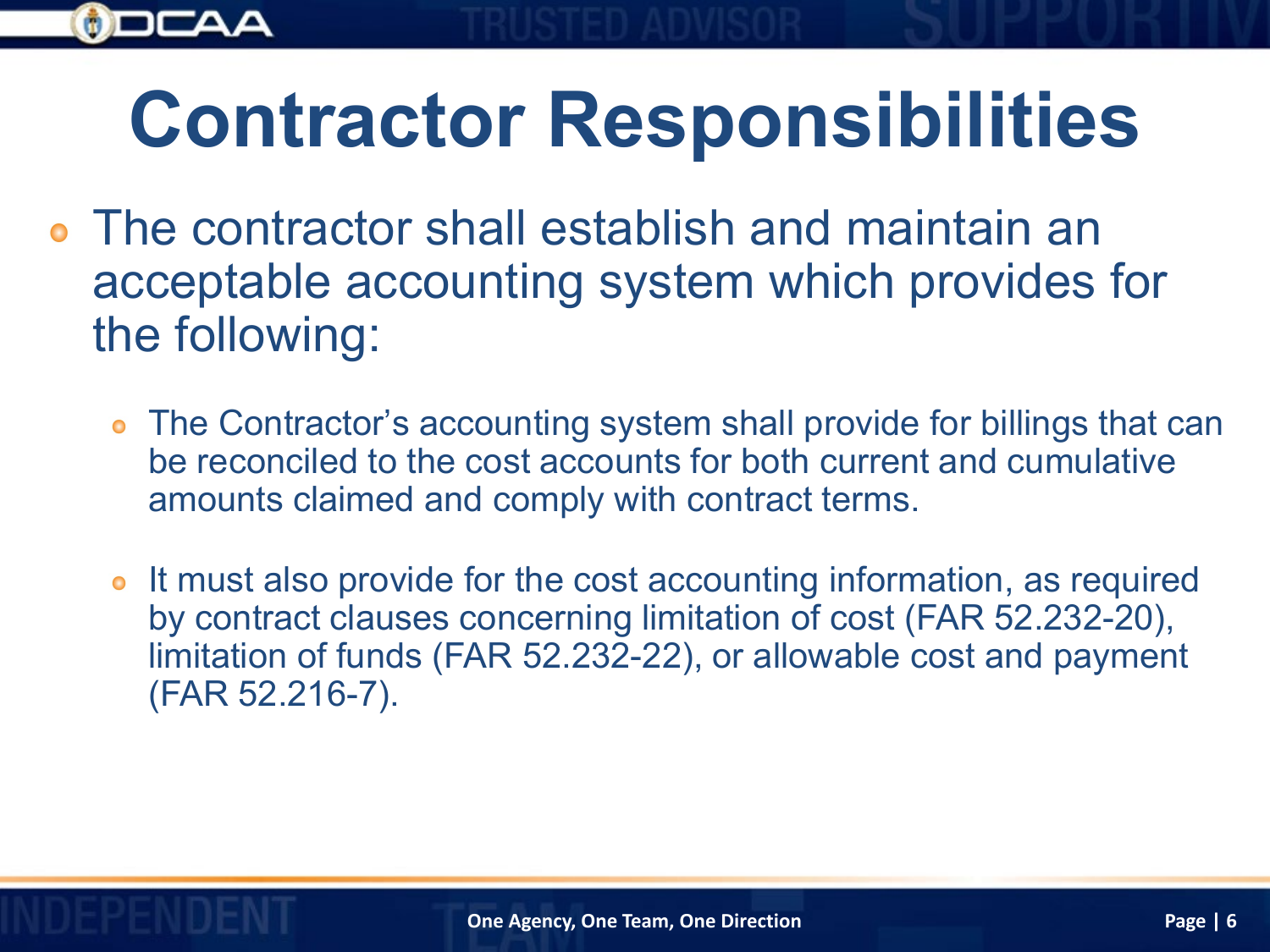# Contractor Responsibilities

- The contractor shall establish and maintain an acceptable accounting system which provides for the following:
  - The Contractor's accounting system shall provide for billings that can be reconciled to the cost accounts for both current and cumulative amounts claimed and comply with contract terms.
  - It must also provide for the cost accounting information, as required by contract clauses concerning limitation of cost (FAR 52.232-20), limitation of funds (FAR 52.232-22), or allowable cost and payment (FAR 52.216-7).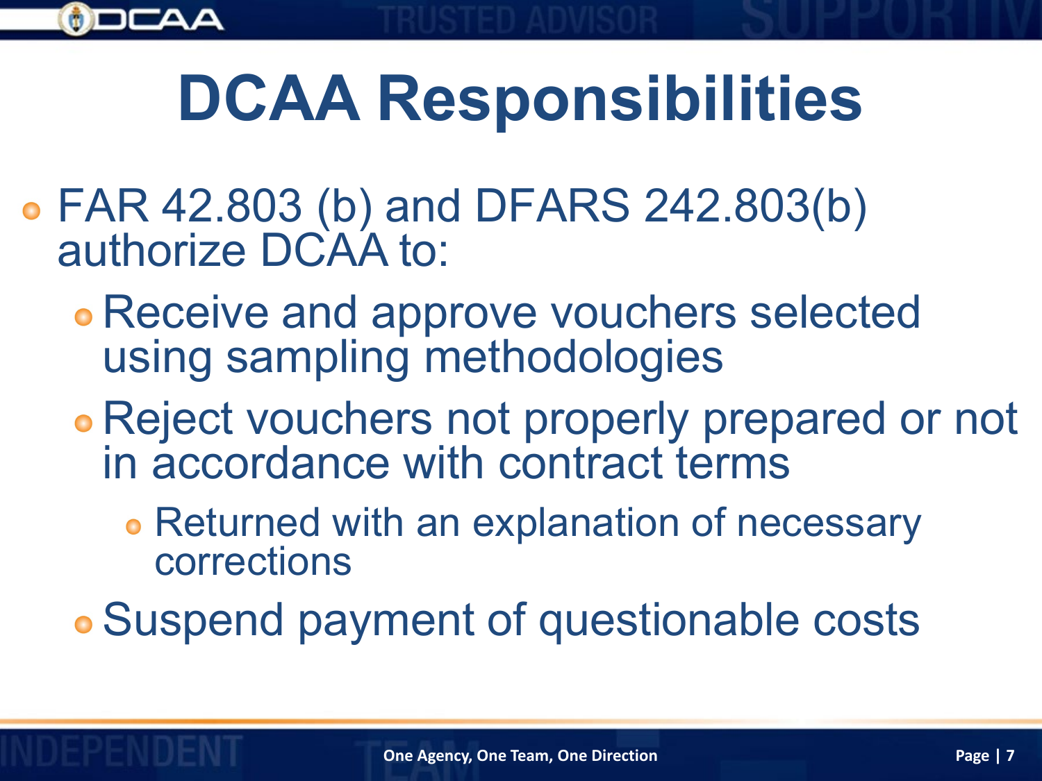# DCAA Responsibilities

- FAR 42.803 (b) and DFARS 242.803(b) authorize DCAA to:
  - Receive and approve vouchers selected using sampling methodologies
  - Reject vouchers not properly prepared or not in accordance with contract terms
    - Returned with an explanation of necessary corrections
  - Suspend payment of questionable costs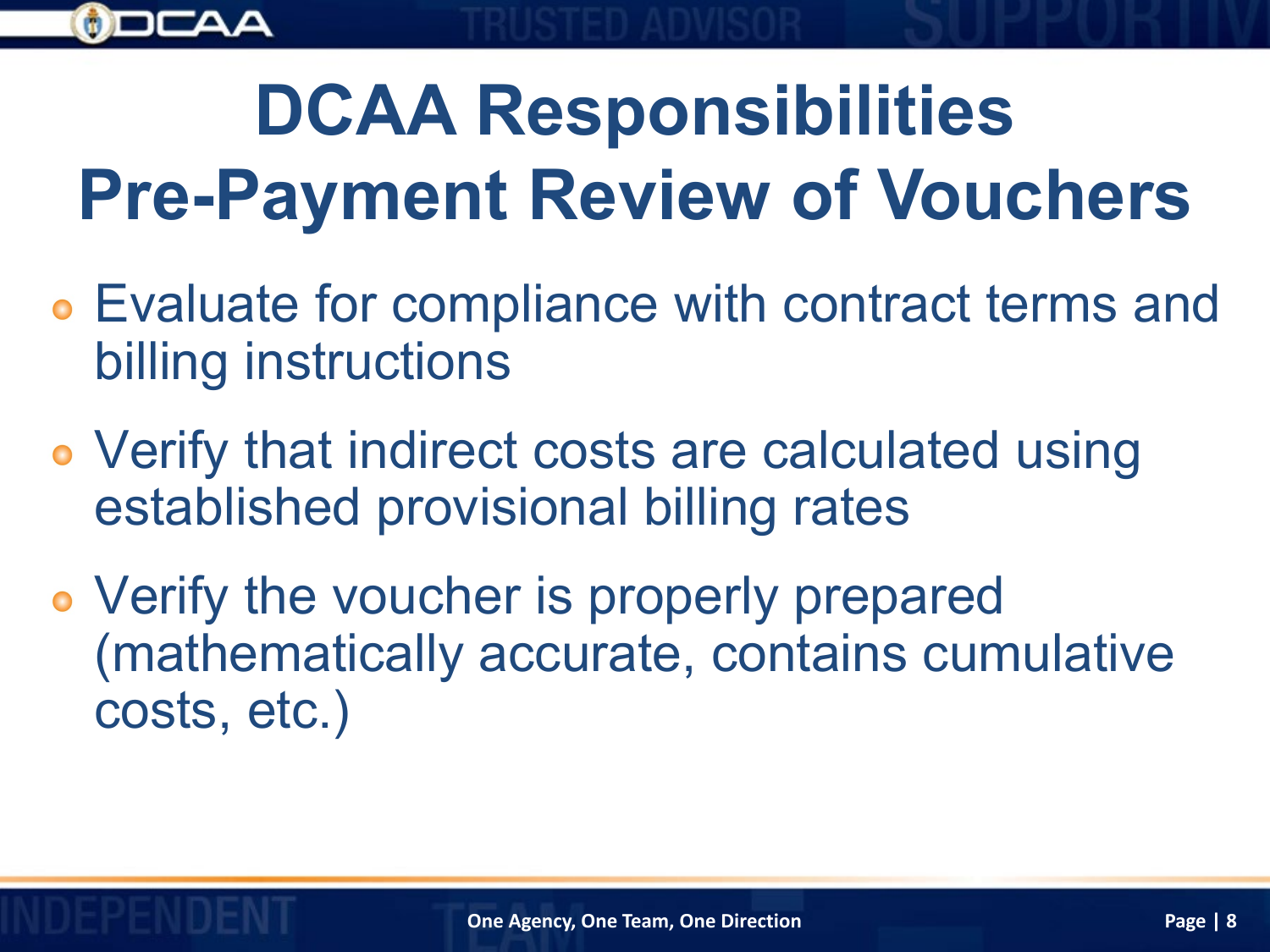# DCAA Responsibilities Pre-Payment Review of Vouchers

- Evaluate for compliance with contract terms and billing instructions
- Verify that indirect costs are calculated using established provisional billing rates
- Verify the voucher is properly prepared (mathematically accurate, contains cumulative costs, etc.)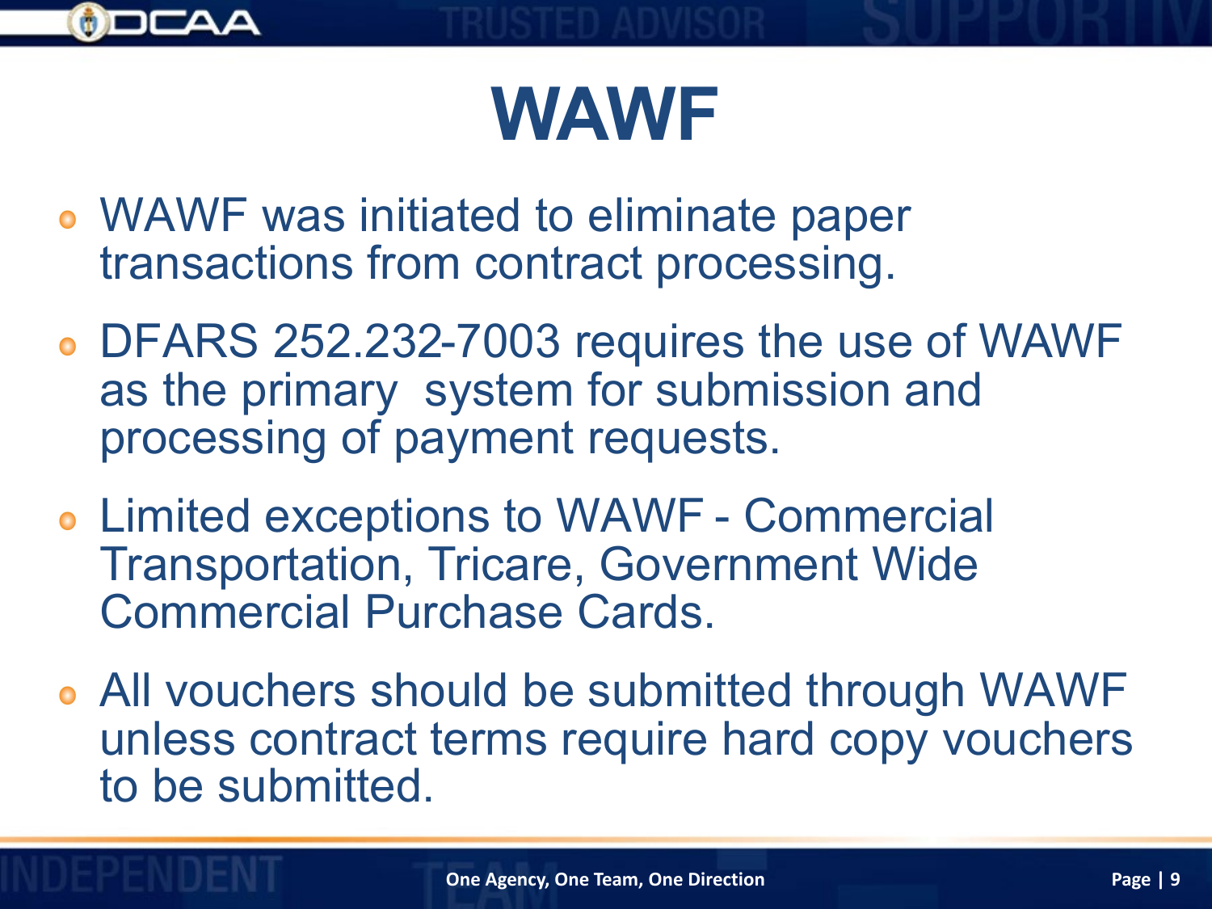# WAWF

- WAWF was initiated to eliminate paper transactions from contract processing.
- DFARS 252.232-7003 requires the use of WAWF as the primary system for submission and processing of payment requests.
- Limited exceptions to WAWF - Commercial Transportation, Tricare, Government Wide Commercial Purchase Cards.
- All vouchers should be submitted through WAWF unless contract terms require hard copy vouchers to be submitted.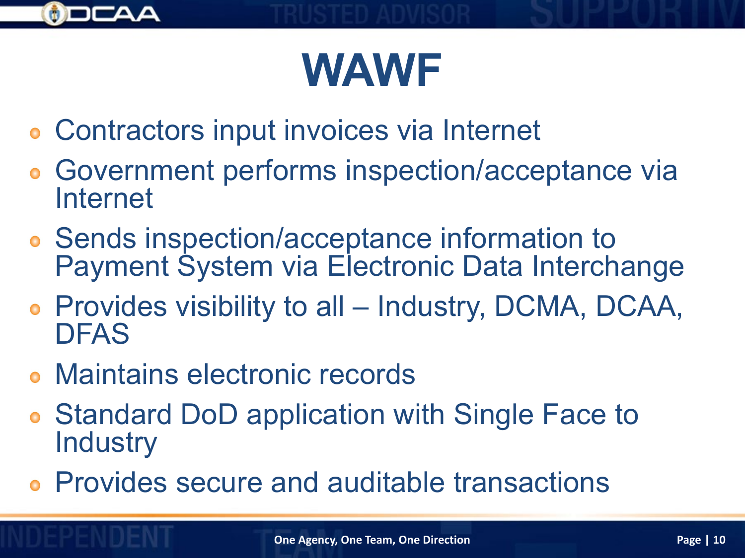# WAWF

- Contractors input invoices via Internet
- Government performs inspection/acceptance via Internet
- Sends inspection/acceptance information to Payment System via Electronic Data Interchange
- Provides visibility to all – Industry, DCMA, DCAA, DFAS
- Maintains electronic records
- Standard DoD application with Single Face to Industry
- Provides secure and auditable transactions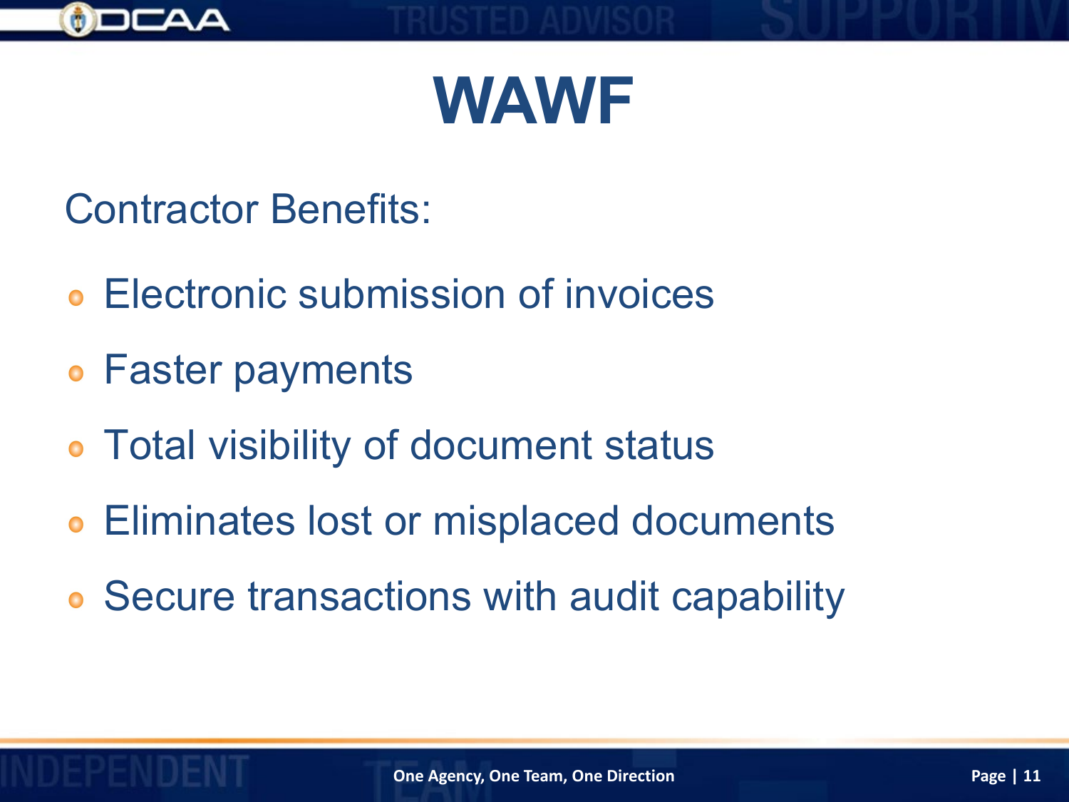# WAWF

Contractor Benefits:

- Electronic submission of invoices
- Faster payments
- Total visibility of document status
- Eliminates lost or misplaced documents
- Secure transactions with audit capability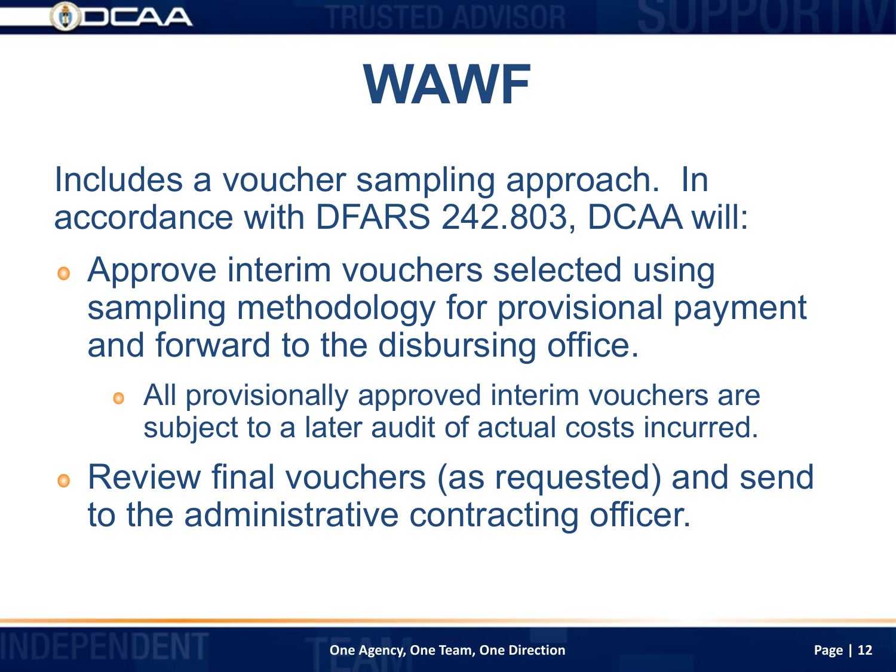# WAWF

Includes a voucher sampling approach. In accordance with DFARS 242.803, DCAA will:

- Approve interim vouchers selected using sampling methodology for provisional payment and forward to the disbursing office.
  - All provisionally approved interim vouchers are subject to a later audit of actual costs incurred.
- Review final vouchers (as requested) and send to the administrative contracting officer.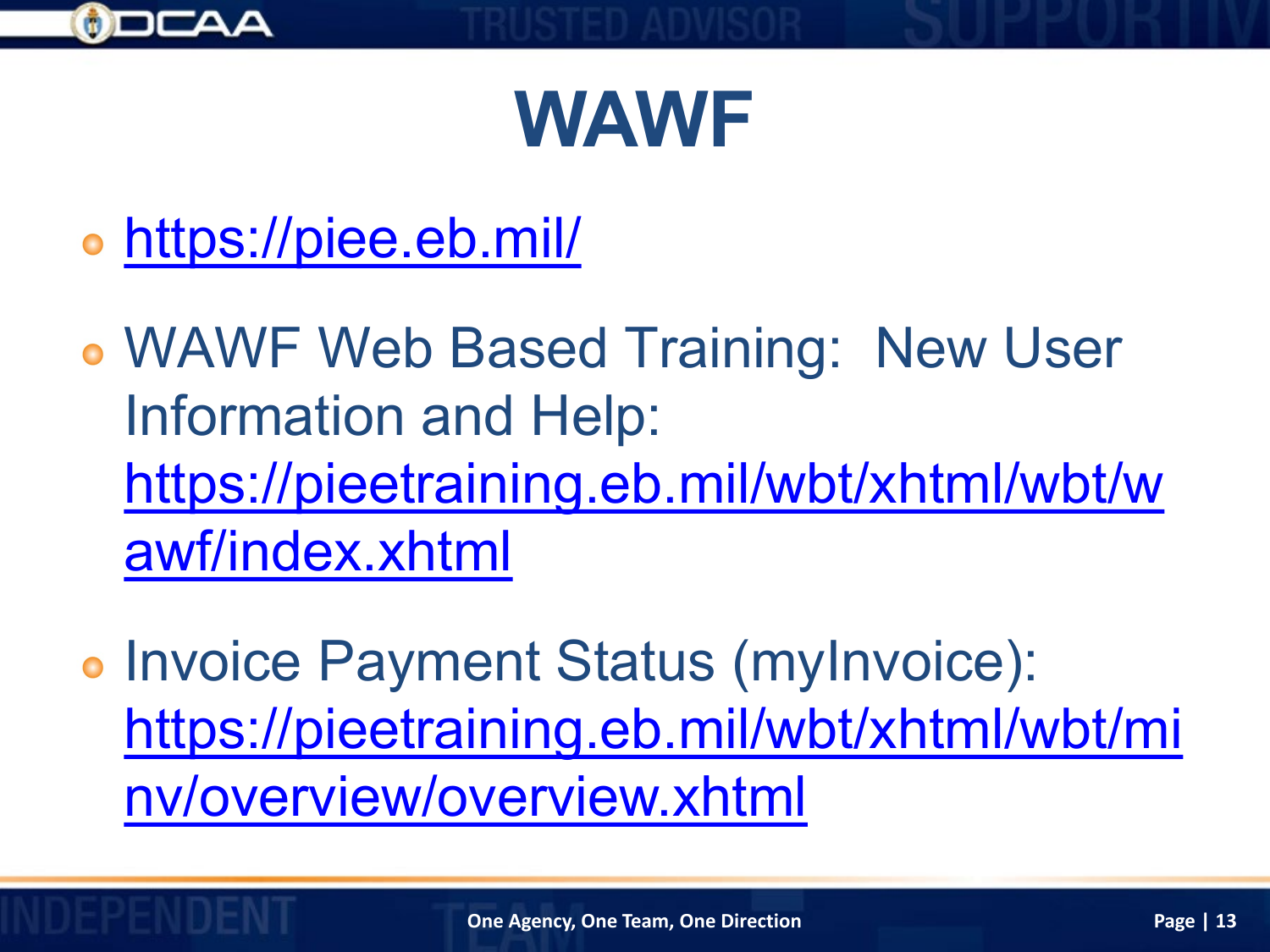# WAWF

- https://piee.eb.mil/
- WAWF Web Based Training: New User Information and Help: https://pieetraining.eb.mil/wbt/xhtml/wbt/wawf/index.xhtml
- Invoice Payment Status (myInvoice): https://pieetraining.eb.mil/wbt/xhtml/wbt/minv/overview/overview.xhtml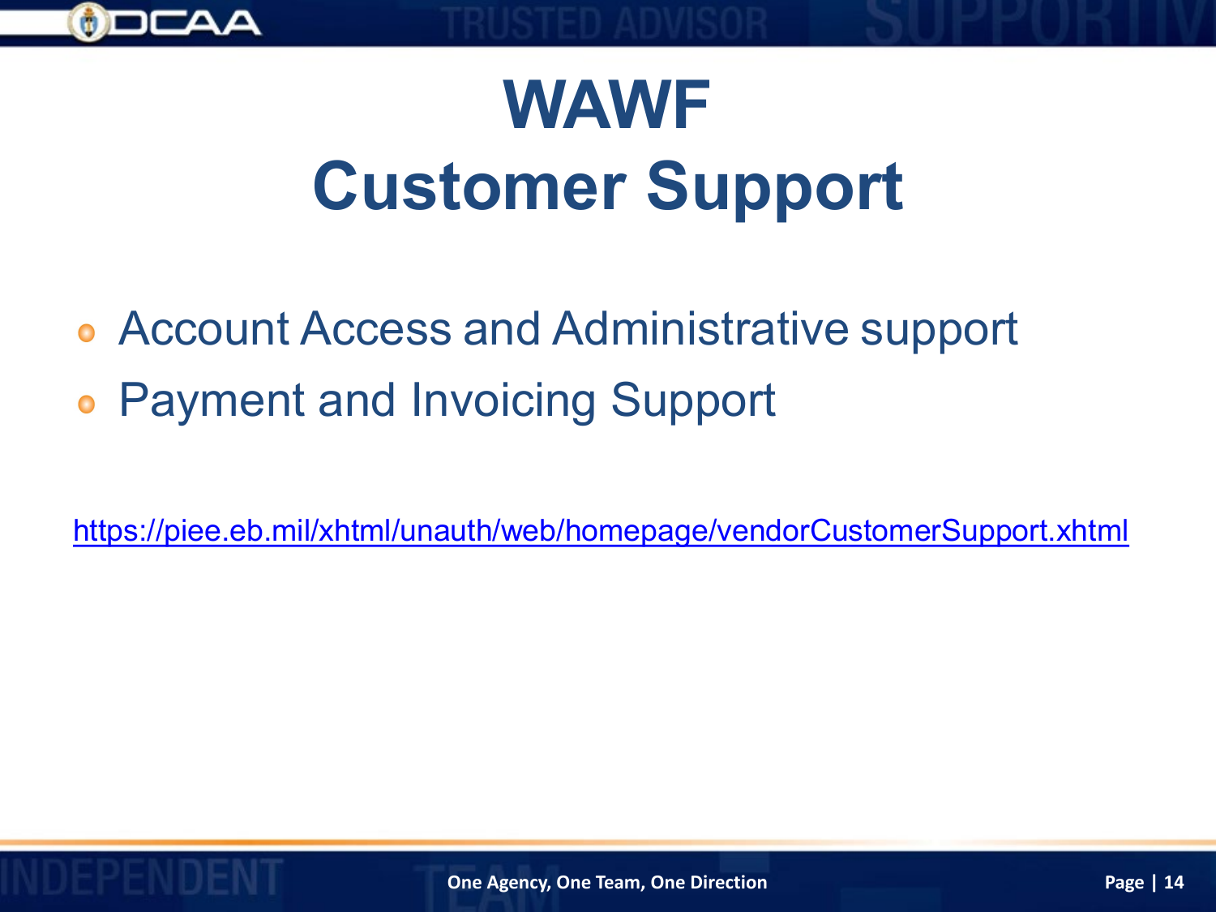# WAWF
# Customer Support

- Account Access and Administrative support
- Payment and Invoicing Support

https://piee.eb.mil/xhtml/unauth/web/homepage/vendorCustomerSupport.xhtml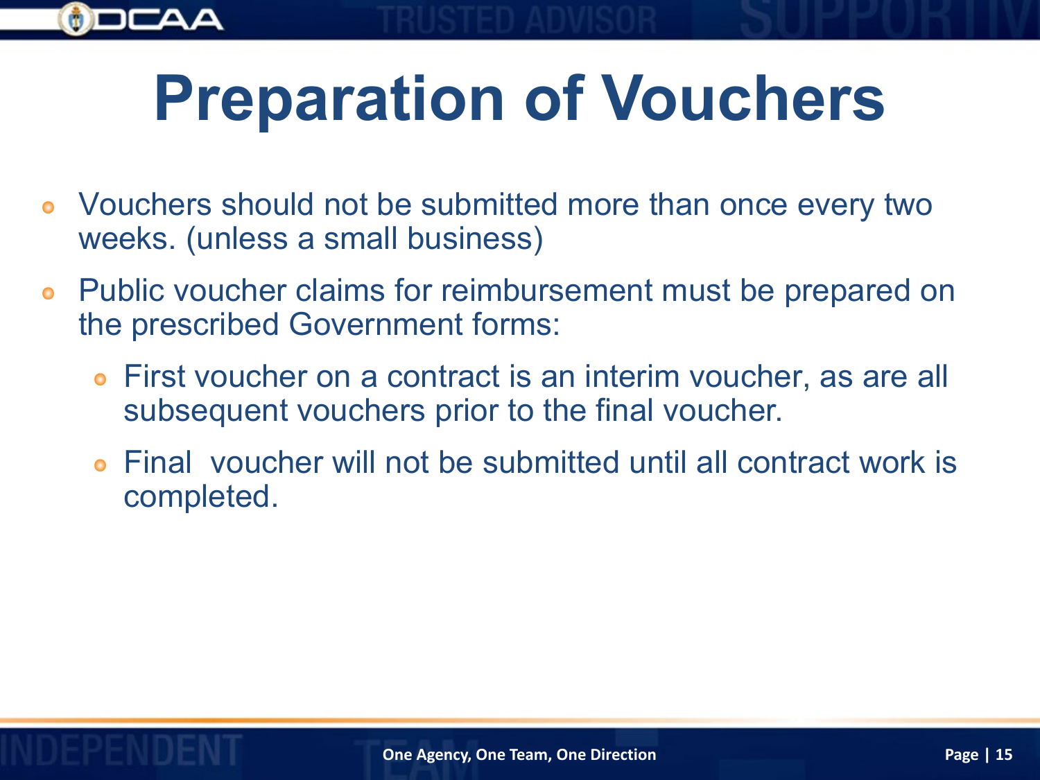# Preparation of Vouchers

- Vouchers should not be submitted more than once every two weeks. (unless a small business)
- Public voucher claims for reimbursement must be prepared on the prescribed Government forms:
  - First voucher on a contract is an interim voucher, as are all subsequent vouchers prior to the final voucher.
  - Final voucher will not be submitted until all contract work is completed.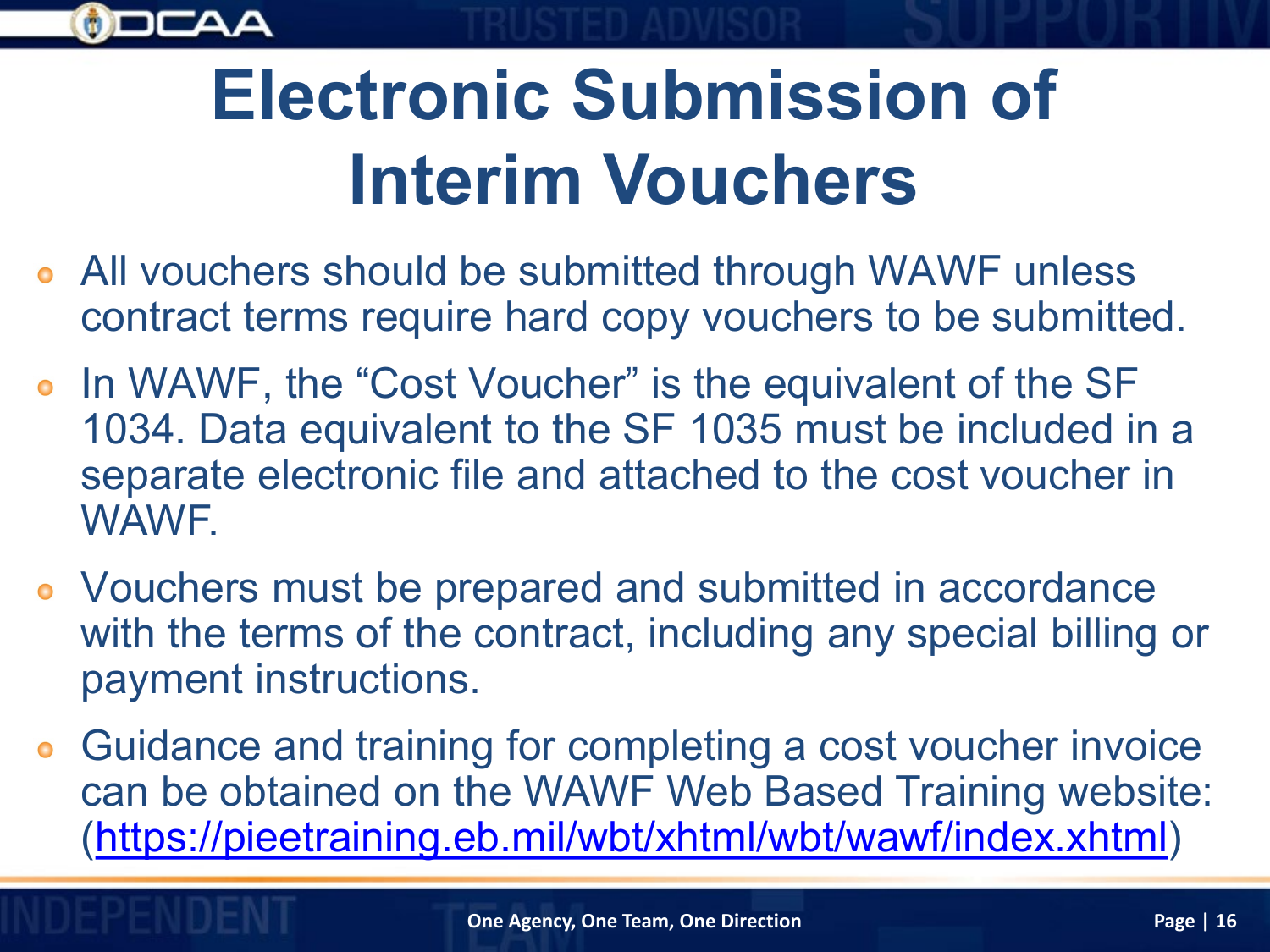# Electronic Submission of Interim Vouchers

- All vouchers should be submitted through WAWF unless contract terms require hard copy vouchers to be submitted.
- In WAWF, the "Cost Voucher" is the equivalent of the SF 1034. Data equivalent to the SF 1035 must be included in a separate electronic file and attached to the cost voucher in WAWF.
- Vouchers must be prepared and submitted in accordance with the terms of the contract, including any special billing or payment instructions.
- Guidance and training for completing a cost voucher invoice can be obtained on the WAWF Web Based Training website: (https://pieetraining.eb.mil/wbt/xhtml/wbt/wawf/index.xhtml)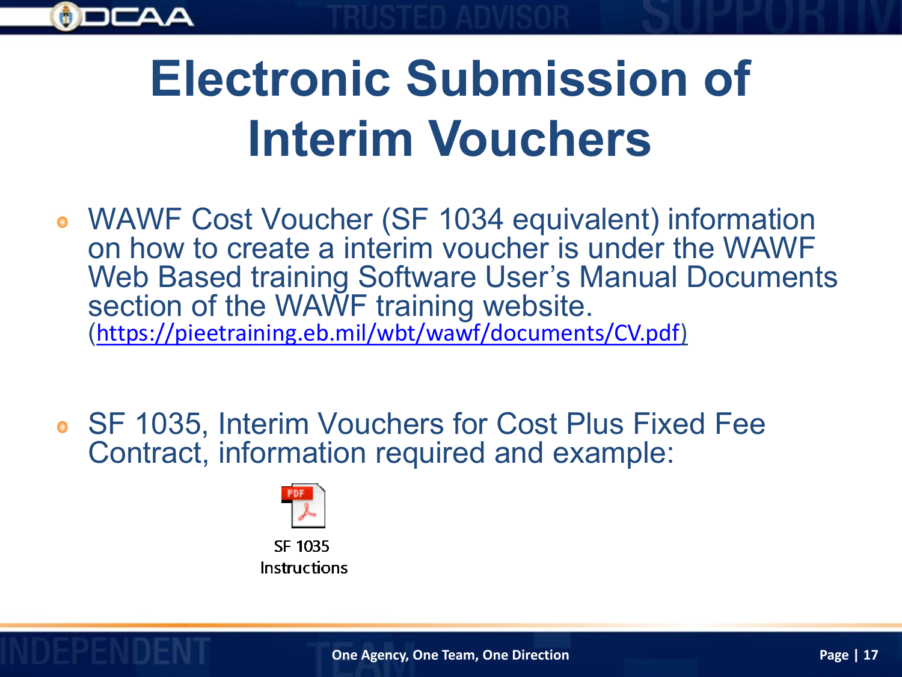# Electronic Submission of Interim Vouchers

- WAWF Cost Voucher (SF 1034 equivalent) information on how to create a interim voucher is under the WAWF Web Based training Software User's Manual Documents section of the WAWF training website. (https://pieetraining.eb.mil/wbt/wawf/documents/CV.pdf)

- SF 1035, Interim Vouchers for Cost Plus Fixed Fee Contract, information required and example:

SF 1035 Instructions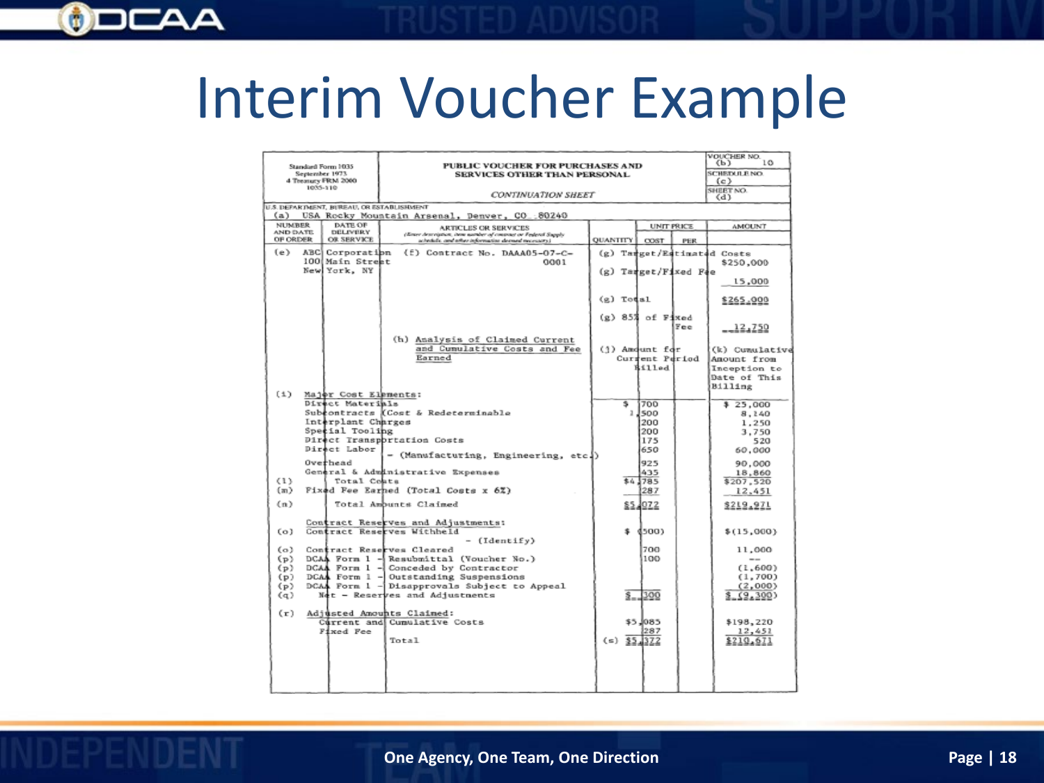# Interim Voucher Example

Standard Form 1035
September 1973
4 Treasury FRM 2000
1035-110

**PUBLIC VOUCHER FOR PURCHASES AND SERVICES OTHER THAN PERSONAL**

*CONTINUATION SHEET*

VOUCHER NO. (b) 10
SCHEDULE NO. (c)
SHEET NO. (d)

U.S. DEPARTMENT, BUREAU, OR ESTABLISHMENT
(a) USA Rocky Mountain Arsenal, Denver, CO 80240

| NUMBER AND DATE OF ORDER | DATE OF DELIVERY OR SERVICE | ARTICLES OR SERVICES | QUANTITY | UNIT PRICE COST | PER | AMOUNT |
|---|---|---|---|---|---|---|
| (e) ABC Corporation 100 Main Street New York, NY | | (f) Contract No. DAAA05-07-C-0001 | (g) Target/Estimated Costs | | | $250,000 |
| | | | (g) Target/Fixed Fee | | | 15,000 |
| | | | (g) Total | | | $265,000 |
| | | | (g) 85% of Fixed Fee | | | 12,750 |
| | | (h) Analysis of Claimed Current and Cumulative Costs and Fee Earned | (j) Amount for Current Period Billed | | | (k) Cumulative Amount from Inception to Date of This Billing |
| (i) | | Major Cost Elements: | | | | |
| | | Direct Materials | $ 700 | | | $ 25,000 |
| | | Subcontracts (Cost & Redeterminable | 1,500 | | | 8,140 |
| | | Interplant Charges | 200 | | | 1,250 |
| | | Special Tooling | 200 | | | 3,750 |
| | | Direct Transportation Costs | 175 | | | 520 |
| | | Direct Labor - (Manufacturing, Engineering, etc.) | 650 | | | 60,000 |
| | | Overhead | 925 | | | 90,000 |
| | | General & Administrative Expenses | 435 | | | 18,860 |
| (l) | | Total Costs | $4,785 | | | $207,520 |
| (m) | | Fixed Fee Earned (Total Costs x 6%) | 287 | | | 12,451 |
| (n) | | Total Amounts Claimed | $5,072 | | | $219,971 |
| | | Contract Reserves and Adjustments: | | | | |
| (o) | | Contract Reserves Withheld - (Identify) | $ (500) | | | $(15,000) |
| (o) | | Contract Reserves Cleared | 700 | | | 11,000 |
| (p) | | DCAA Form 1 - Resubmittal (Voucher No.) | 100 | | | -- |
| (p) | | DCAA Form 1 - Conceded by Contractor | | | | (1,600) |
| (p) | | DCAA Form 1 - Outstanding Suspensions | | | | (1,700) |
| (p) | | DCAA Form 1 - Disapprovals Subject to Appeal | | | | (2,000) |
| (q) | | Net - Reserves and Adjustments | $ 300 | | | $ (9,300) |
| (r) | | Adjusted Amounts Claimed: | | | | |
| | | Current and Cumulative Costs | $5,085 | | | $198,220 |
| | | Fixed Fee | 287 | | | 12,451 |
| | | Total | (s) $5,372 | | | $210,671 |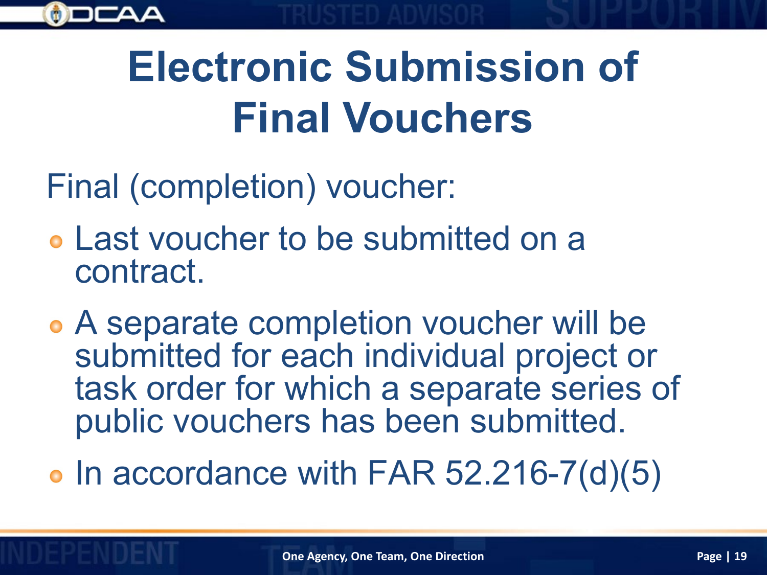# Electronic Submission of Final Vouchers

Final (completion) voucher:

- Last voucher to be submitted on a contract.
- A separate completion voucher will be submitted for each individual project or task order for which a separate series of public vouchers has been submitted.
- In accordance with FAR 52.216-7(d)(5)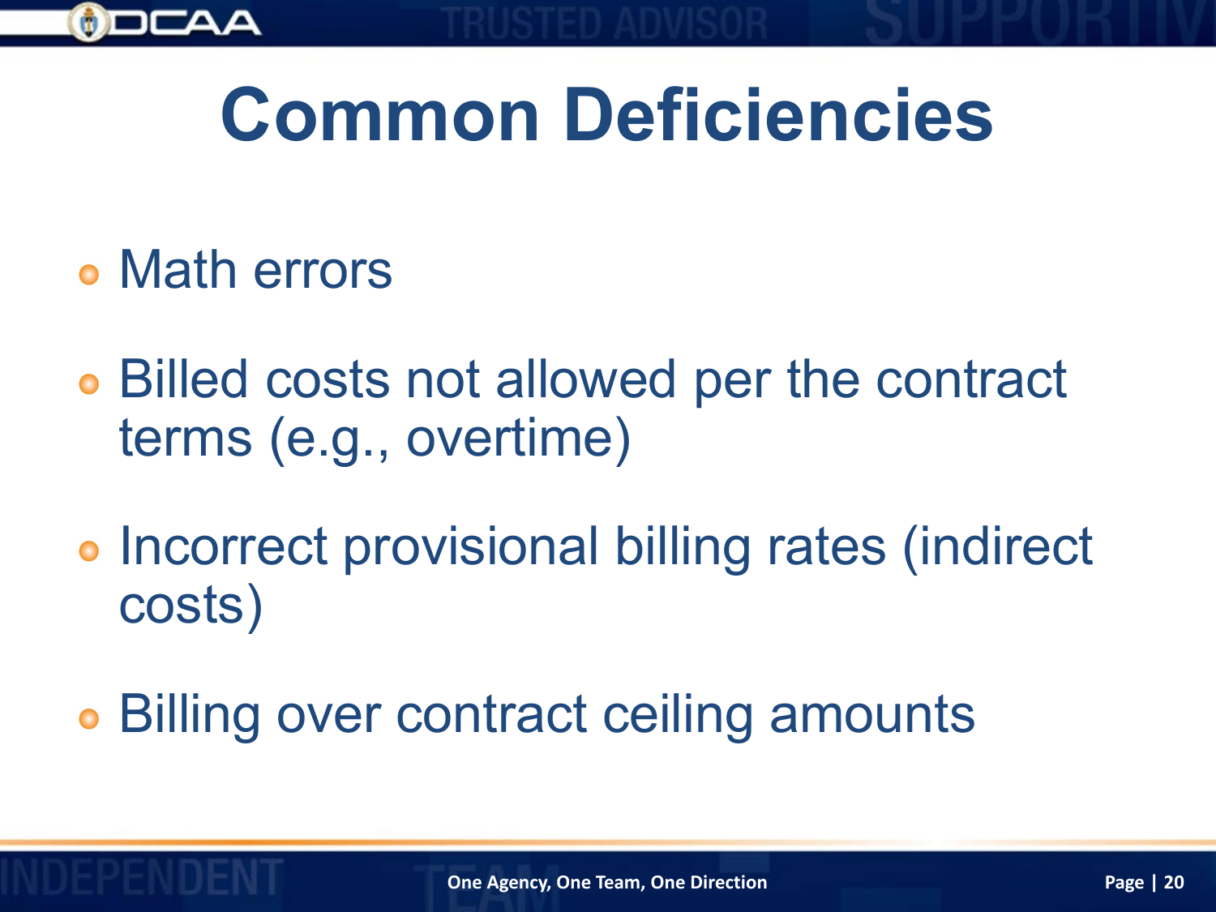# Common Deficiencies

- Math errors
- Billed costs not allowed per the contract terms (e.g., overtime)
- Incorrect provisional billing rates (indirect costs)
- Billing over contract ceiling amounts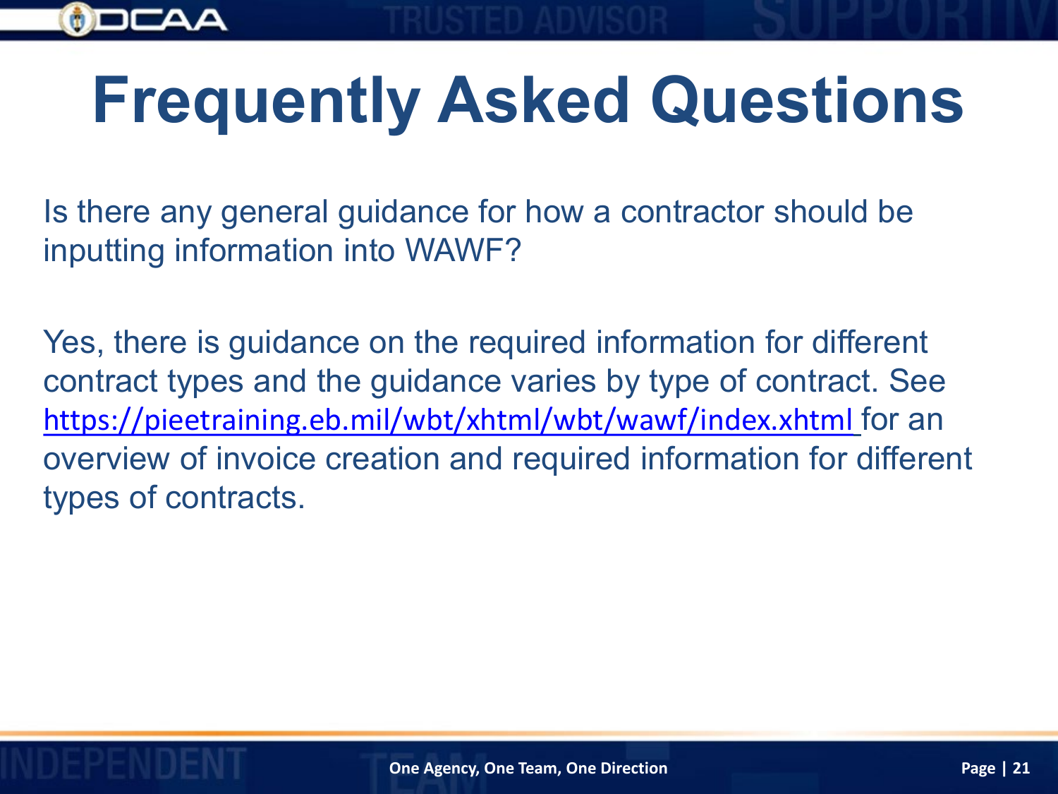# Frequently Asked Questions

Is there any general guidance for how a contractor should be inputting information into WAWF?

Yes, there is guidance on the required information for different contract types and the guidance varies by type of contract. See https://pieetraining.eb.mil/wbt/xhtml/wbt/wawf/index.xhtml for an overview of invoice creation and required information for different types of contracts.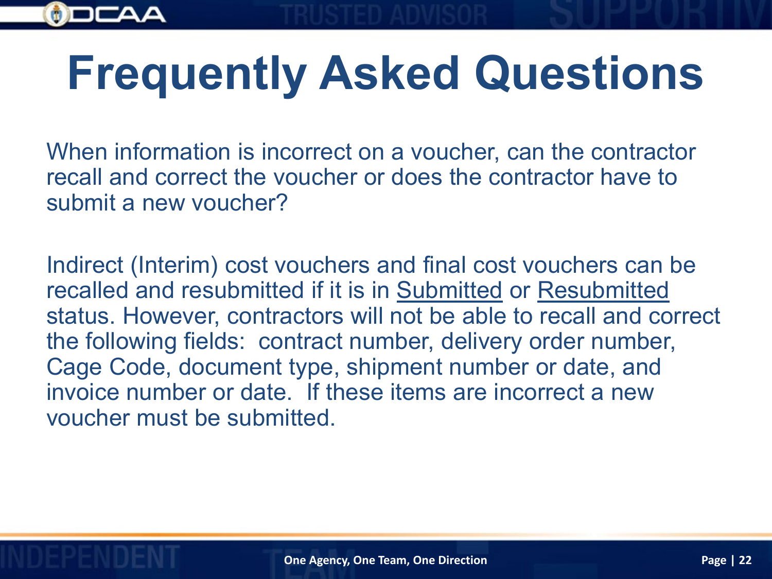# Frequently Asked Questions

When information is incorrect on a voucher, can the contractor recall and correct the voucher or does the contractor have to submit a new voucher?

Indirect (Interim) cost vouchers and final cost vouchers can be recalled and resubmitted if it is in Submitted or Resubmitted status. However, contractors will not be able to recall and correct the following fields: contract number, delivery order number, Cage Code, document type, shipment number or date, and invoice number or date. If these items are incorrect a new voucher must be submitted.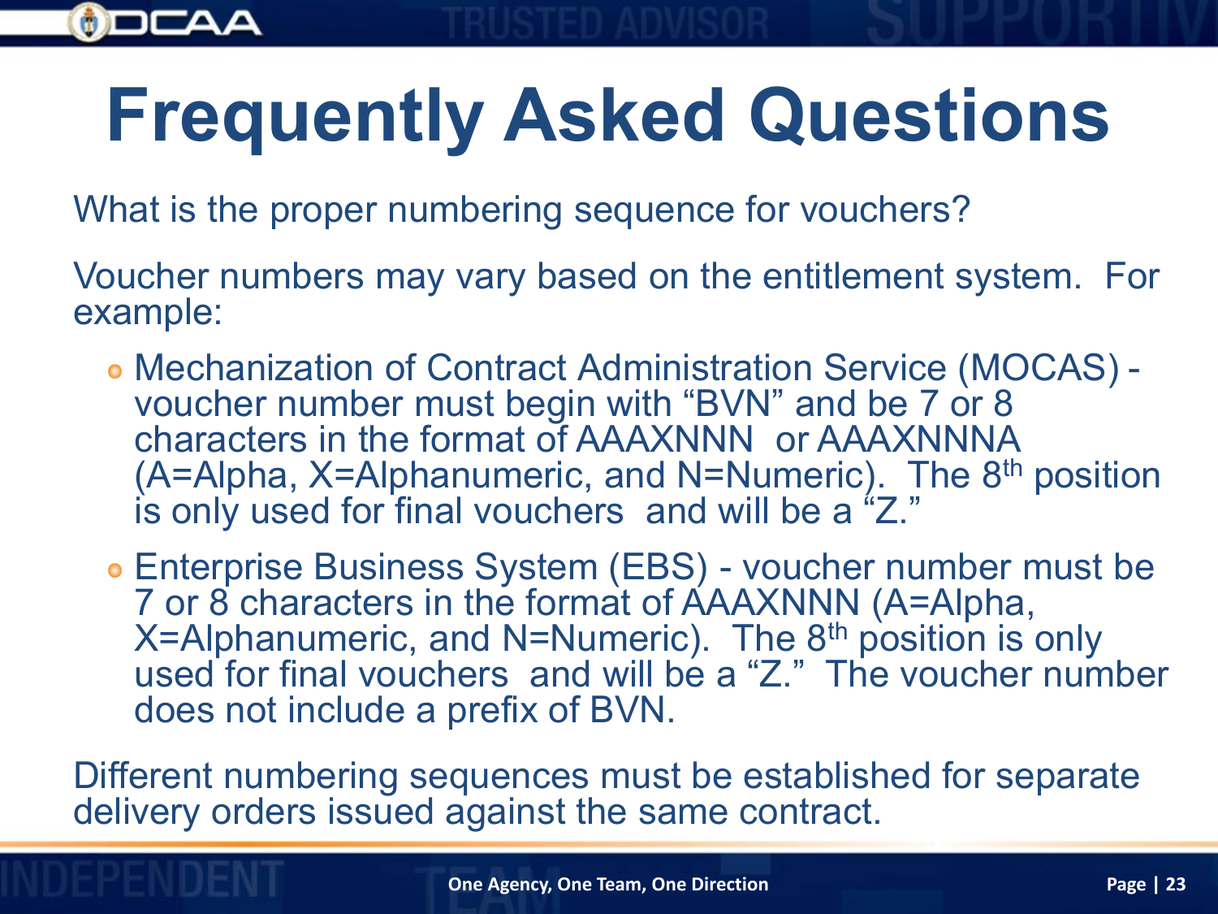# Frequently Asked Questions

What is the proper numbering sequence for vouchers?

Voucher numbers may vary based on the entitlement system. For example:

- Mechanization of Contract Administration Service (MOCAS) - voucher number must begin with "BVN" and be 7 or 8 characters in the format of AAAXNNN or AAAXNNNA (A=Alpha, X=Alphanumeric, and N=Numeric). The 8th position is only used for final vouchers and will be a "Z."
- Enterprise Business System (EBS) - voucher number must be 7 or 8 characters in the format of AAAXNNN (A=Alpha, X=Alphanumeric, and N=Numeric). The 8th position is only used for final vouchers and will be a "Z." The voucher number does not include a prefix of BVN.

Different numbering sequences must be established for separate delivery orders issued against the same contract.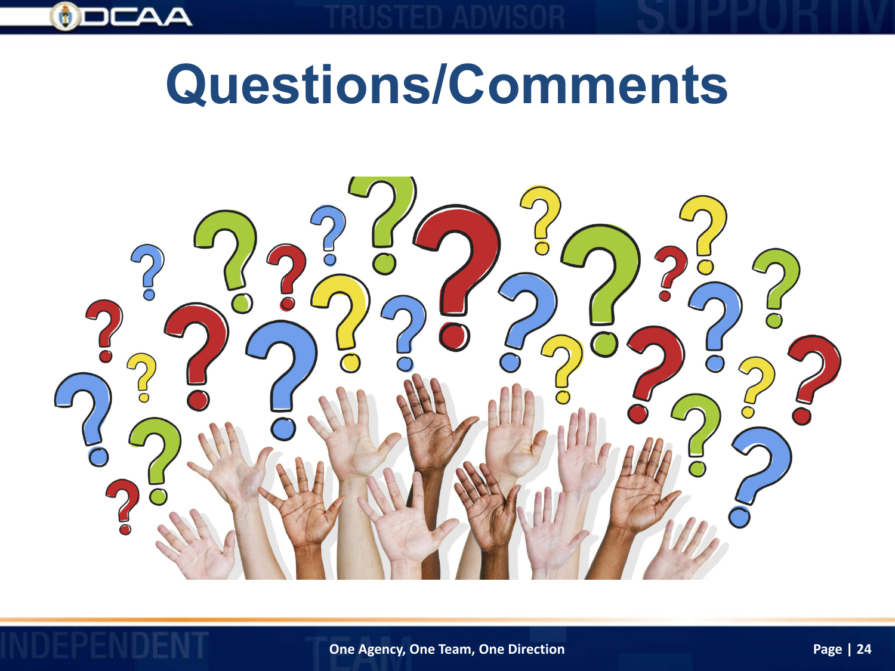# Questions/Comments